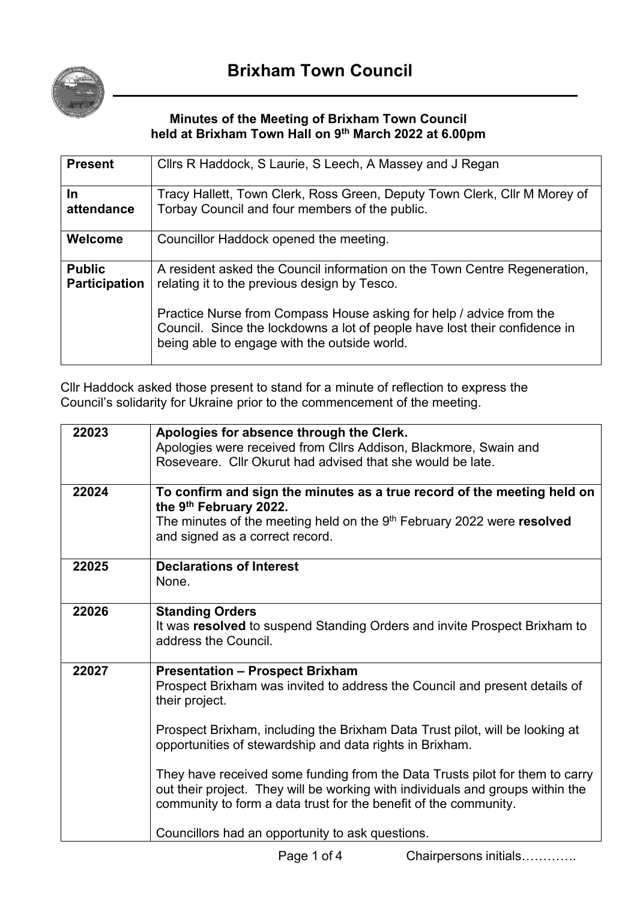# Brixham Town Council

**Minutes of the Meeting of Brixham Town Council held at Brixham Town Hall on 9th March 2022 at 6.00pm**

| | |
|---|---|
| **Present** | Cllrs R Haddock, S Laurie, S Leech, A Massey and J Regan |
| **In attendance** | Tracy Hallett, Town Clerk, Ross Green, Deputy Town Clerk, Cllr M Morey of Torbay Council and four members of the public. |
| **Welcome** | Councillor Haddock opened the meeting. |
| **Public Participation** | A resident asked the Council information on the Town Centre Regeneration, relating it to the previous design by Tesco.<br><br>Practice Nurse from Compass House asking for help / advice from the Council. Since the lockdowns a lot of people have lost their confidence in being able to engage with the outside world. |

Cllr Haddock asked those present to stand for a minute of reflection to express the Council's solidarity for Ukraine prior to the commencement of the meeting.

| | |
|---|---|
| 22023 | **Apologies for absence through the Clerk.**<br>Apologies were received from Cllrs Addison, Blackmore, Swain and Roseveare. Cllr Okurut had advised that she would be late. |
| 22024 | **To confirm and sign the minutes as a true record of the meeting held on the 9th February 2022.**<br>The minutes of the meeting held on the 9th February 2022 were **resolved** and signed as a correct record. |
| 22025 | **Declarations of Interest**<br>None. |
| 22026 | **Standing Orders**<br>It was **resolved** to suspend Standing Orders and invite Prospect Brixham to address the Council. |
| 22027 | **Presentation – Prospect Brixham**<br>Prospect Brixham was invited to address the Council and present details of their project.<br><br>Prospect Brixham, including the Brixham Data Trust pilot, will be looking at opportunities of stewardship and data rights in Brixham.<br><br>They have received some funding from the Data Trusts pilot for them to carry out their project. They will be working with individuals and groups within the community to form a data trust for the benefit of the community.<br><br>Councillors had an opportunity to ask questions. |

Chairpersons initials………….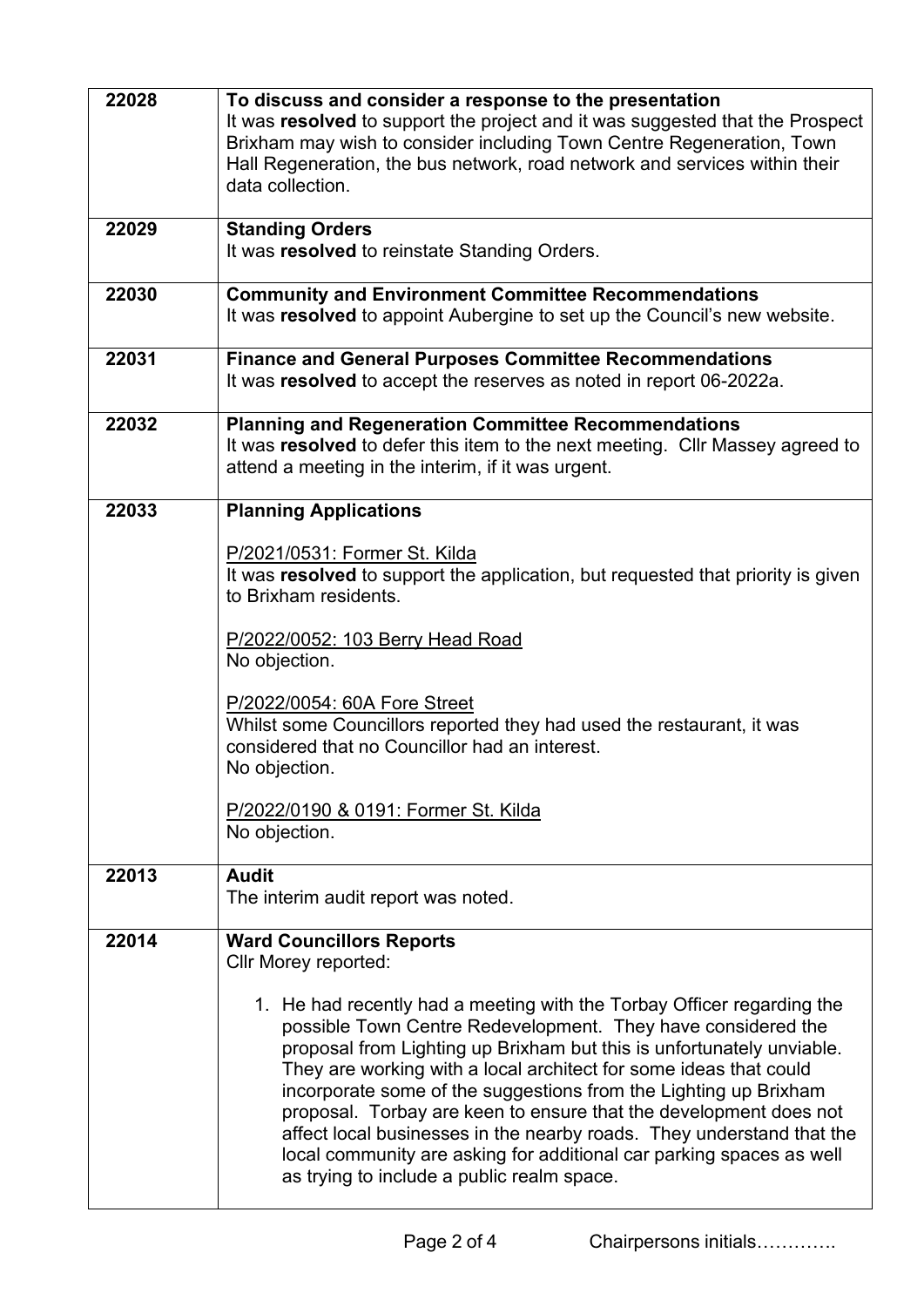| | |
|---|---|
| 22028 | **To discuss and consider a response to the presentation**<br>It was **resolved** to support the project and it was suggested that the Prospect Brixham may wish to consider including Town Centre Regeneration, Town Hall Regeneration, the bus network, road network and services within their data collection. |
| 22029 | **Standing Orders**<br>It was **resolved** to reinstate Standing Orders. |
| 22030 | **Community and Environment Committee Recommendations**<br>It was **resolved** to appoint Aubergine to set up the Council's new website. |
| 22031 | **Finance and General Purposes Committee Recommendations**<br>It was **resolved** to accept the reserves as noted in report 06-2022a. |
| 22032 | **Planning and Regeneration Committee Recommendations**<br>It was **resolved** to defer this item to the next meeting. Cllr Massey agreed to attend a meeting in the interim, if it was urgent. |
| 22033 | **Planning Applications**<br><br><u>P/2021/0531: Former St. Kilda</u><br>It was **resolved** to support the application, but requested that priority is given to Brixham residents.<br><br><u>P/2022/0052: 103 Berry Head Road</u><br>No objection.<br><br><u>P/2022/0054: 60A Fore Street</u><br>Whilst some Councillors reported they had used the restaurant, it was considered that no Councillor had an interest.<br>No objection.<br><br><u>P/2022/0190 & 0191: Former St. Kilda</u><br>No objection. |
| 22013 | **Audit**<br>The interim audit report was noted. |
| 22014 | **Ward Councillors Reports**<br>Cllr Morey reported:<br><br>1. He had recently had a meeting with the Torbay Officer regarding the possible Town Centre Redevelopment. They have considered the proposal from Lighting up Brixham but this is unfortunately unviable. They are working with a local architect for some ideas that could incorporate some of the suggestions from the Lighting up Brixham proposal. Torbay are keen to ensure that the development does not affect local businesses in the nearby roads. They understand that the local community are asking for additional car parking spaces as well as trying to include a public realm space. |

Chairpersons initials………….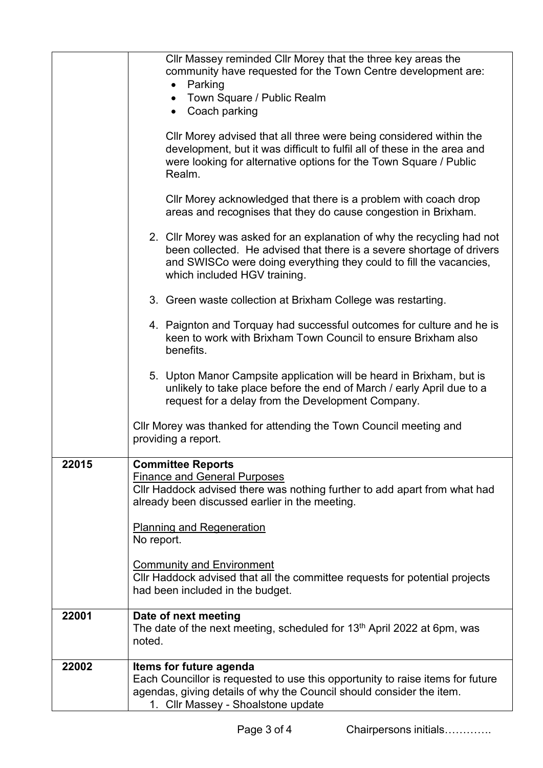| | |
|---|---|
| | Cllr Massey reminded Cllr Morey that the three key areas the community have requested for the Town Centre development are:<br>• Parking<br>• Town Square / Public Realm<br>• Coach parking<br><br>Cllr Morey advised that all three were being considered within the development, but it was difficult to fulfil all of these in the area and were looking for alternative options for the Town Square / Public Realm.<br><br>Cllr Morey acknowledged that there is a problem with coach drop areas and recognises that they do cause congestion in Brixham.<br><br>2. Cllr Morey was asked for an explanation of why the recycling had not been collected. He advised that there is a severe shortage of drivers and SWISCo were doing everything they could to fill the vacancies, which included HGV training.<br><br>3. Green waste collection at Brixham College was restarting.<br><br>4. Paignton and Torquay had successful outcomes for culture and he is keen to work with Brixham Town Council to ensure Brixham also benefits.<br><br>5. Upton Manor Campsite application will be heard in Brixham, but is unlikely to take place before the end of March / early April due to a request for a delay from the Development Company.<br><br>Cllr Morey was thanked for attending the Town Council meeting and providing a report. |
| 22015 | **Committee Reports**<br>Finance and General Purposes<br>Cllr Haddock advised there was nothing further to add apart from what had already been discussed earlier in the meeting.<br><br>Planning and Regeneration<br>No report.<br><br>Community and Environment<br>Cllr Haddock advised that all the committee requests for potential projects had been included in the budget. |
| 22001 | **Date of next meeting**<br>The date of the next meeting, scheduled for 13th April 2022 at 6pm, was noted. |
| 22002 | **Items for future agenda**<br>Each Councillor is requested to use this opportunity to raise items for future agendas, giving details of why the Council should consider the item.<br>1. Cllr Massey - Shoalstone update |

Chairpersons initials………….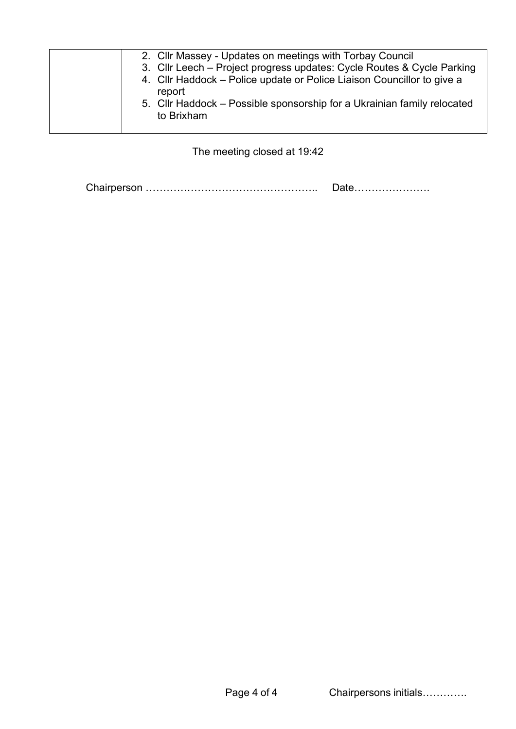| | |
|---|---|
| | 2. Cllr Massey - Updates on meetings with Torbay Council<br>3. Cllr Leech – Project progress updates: Cycle Routes & Cycle Parking<br>4. Cllr Haddock – Police update or Police Liaison Councillor to give a report<br>5. Cllr Haddock – Possible sponsorship for a Ukrainian family relocated to Brixham |

The meeting closed at 19:42

Chairperson ………………………………………….. Date………………….

Chairpersons initials………….